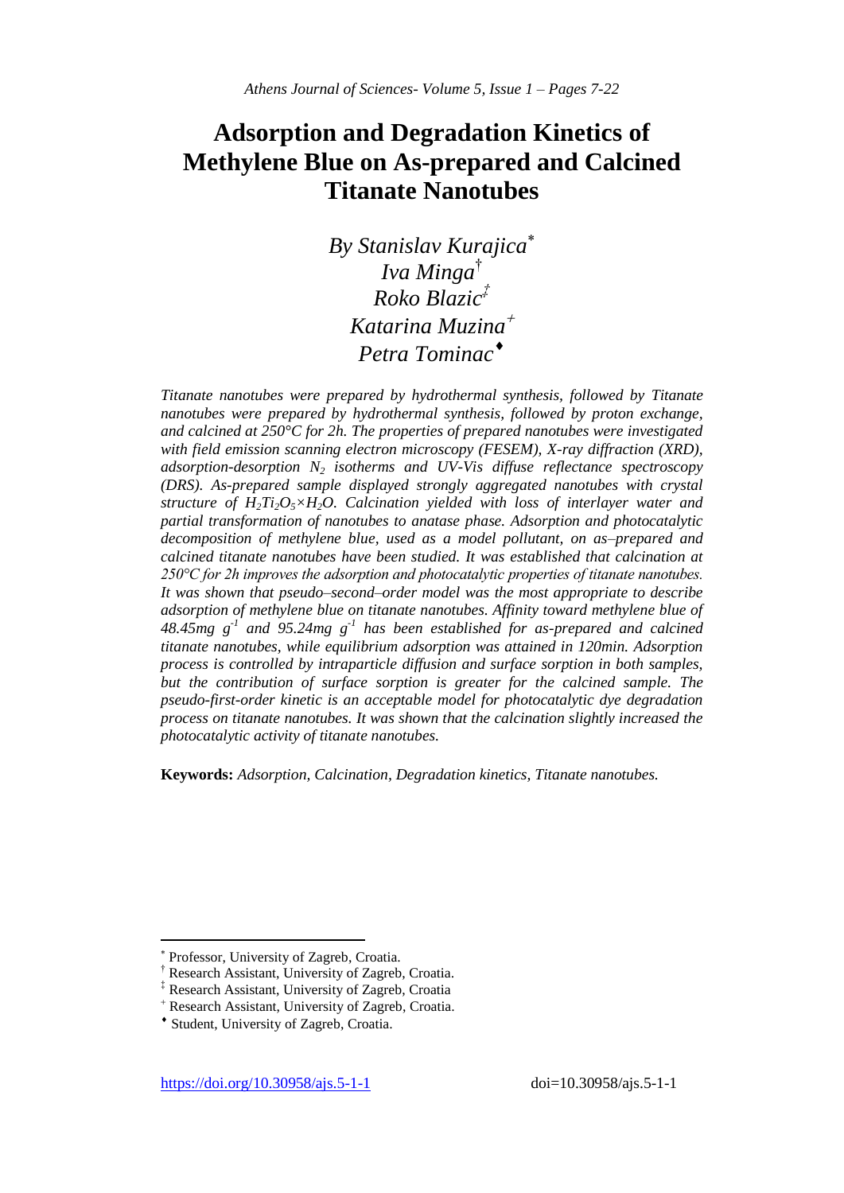# Adsorption and Degradation Kinetics of Methylene Blue on As-prepared and Calcined Titanate Nanotubes

*By Stanislav Kurajica[*]*
*Iva Minga[†]*
*Roko Blazic[‡]*
*Katarina Muzina[+]*
*Petra Tominac[♦]*

*Titanate nanotubes were prepared by hydrothermal synthesis, followed by Titanate nanotubes were prepared by hydrothermal synthesis, followed by proton exchange, and calcined at 250°C for 2h. The properties of prepared nanotubes were investigated with field emission scanning electron microscopy (FESEM), X-ray diffraction (XRD), adsorption-desorption $N_2$ isotherms and UV-Vis diffuse reflectance spectroscopy (DRS). As-prepared sample displayed strongly aggregated nanotubes with crystal structure of $H_2Ti_2O_5 \times H_2O$. Calcination yielded with loss of interlayer water and partial transformation of nanotubes to anatase phase. Adsorption and photocatalytic decomposition of methylene blue, used as a model pollutant, on as–prepared and calcined titanate nanotubes have been studied. It was established that calcination at 250°C for 2h improves the adsorption and photocatalytic properties of titanate nanotubes. It was shown that pseudo–second–order model was the most appropriate to describe adsorption of methylene blue on titanate nanotubes. Affinity toward methylene blue of 48.45mg $g^{-1}$ and 95.24mg $g^{-1}$ has been established for as-prepared and calcined titanate nanotubes, while equilibrium adsorption was attained in 120min. Adsorption process is controlled by intraparticle diffusion and surface sorption in both samples, but the contribution of surface sorption is greater for the calcined sample. The pseudo-first-order kinetic is an acceptable model for photocatalytic dye degradation process on titanate nanotubes. It was shown that the calcination slightly increased the photocatalytic activity of titanate nanotubes.*

**Keywords:** *Adsorption, Calcination, Degradation kinetics, Titanate nanotubes.*

---

[*] Professor, University of Zagreb, Croatia.
[†] Research Assistant, University of Zagreb, Croatia.
[‡] Research Assistant, University of Zagreb, Croatia
[+] Research Assistant, University of Zagreb, Croatia.
[♦] Student, University of Zagreb, Croatia.

https://doi.org/10.30958/ajs.5-1-1 doi=10.30958/ajs.5-1-1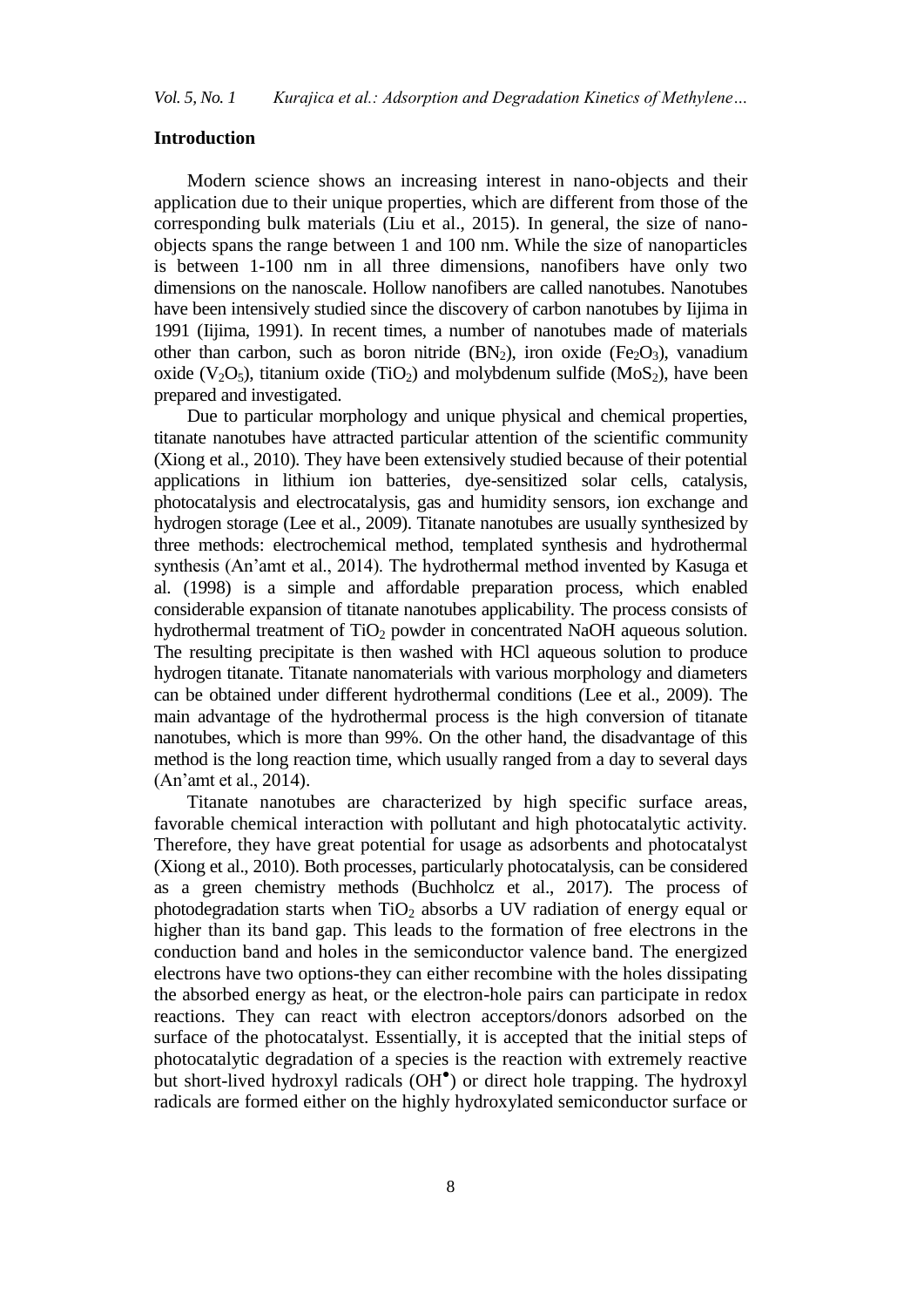## Introduction

Modern science shows an increasing interest in nano-objects and their application due to their unique properties, which are different from those of the corresponding bulk materials (Liu et al., 2015). In general, the size of nano-objects spans the range between 1 and 100 nm. While the size of nanoparticles is between 1-100 nm in all three dimensions, nanofibers have only two dimensions on the nanoscale. Hollow nanofibers are called nanotubes. Nanotubes have been intensively studied since the discovery of carbon nanotubes by Iijima in 1991 (Iijima, 1991). In recent times, a number of nanotubes made of materials other than carbon, such as boron nitride ($BN_2$), iron oxide ($Fe_2O_3$), vanadium oxide ($V_2O_5$), titanium oxide ($TiO_2$) and molybdenum sulfide ($MoS_2$), have been prepared and investigated.

Due to particular morphology and unique physical and chemical properties, titanate nanotubes have attracted particular attention of the scientific community (Xiong et al., 2010). They have been extensively studied because of their potential applications in lithium ion batteries, dye-sensitized solar cells, catalysis, photocatalysis and electrocatalysis, gas and humidity sensors, ion exchange and hydrogen storage (Lee et al., 2009). Titanate nanotubes are usually synthesized by three methods: electrochemical method, templated synthesis and hydrothermal synthesis (An'amt et al., 2014). The hydrothermal method invented by Kasuga et al. (1998) is a simple and affordable preparation process, which enabled considerable expansion of titanate nanotubes applicability. The process consists of hydrothermal treatment of $TiO_2$ powder in concentrated NaOH aqueous solution. The resulting precipitate is then washed with HCl aqueous solution to produce hydrogen titanate. Titanate nanomaterials with various morphology and diameters can be obtained under different hydrothermal conditions (Lee et al., 2009). The main advantage of the hydrothermal process is the high conversion of titanate nanotubes, which is more than 99%. On the other hand, the disadvantage of this method is the long reaction time, which usually ranged from a day to several days (An'amt et al., 2014).

Titanate nanotubes are characterized by high specific surface areas, favorable chemical interaction with pollutant and high photocatalytic activity. Therefore, they have great potential for usage as adsorbents and photocatalyst (Xiong et al., 2010). Both processes, particularly photocatalysis, can be considered as a green chemistry methods (Buchholcz et al., 2017). The process of photodegradation starts when $TiO_2$ absorbs a UV radiation of energy equal or higher than its band gap. This leads to the formation of free electrons in the conduction band and holes in the semiconductor valence band. The energized electrons have two options-they can either recombine with the holes dissipating the absorbed energy as heat, or the electron-hole pairs can participate in redox reactions. They can react with electron acceptors/donors adsorbed on the surface of the photocatalyst. Essentially, it is accepted that the initial steps of photocatalytic degradation of a species is the reaction with extremely reactive but short-lived hydroxyl radicals ($OH^{\bullet}$) or direct hole trapping. The hydroxyl radicals are formed either on the highly hydroxylated semiconductor surface or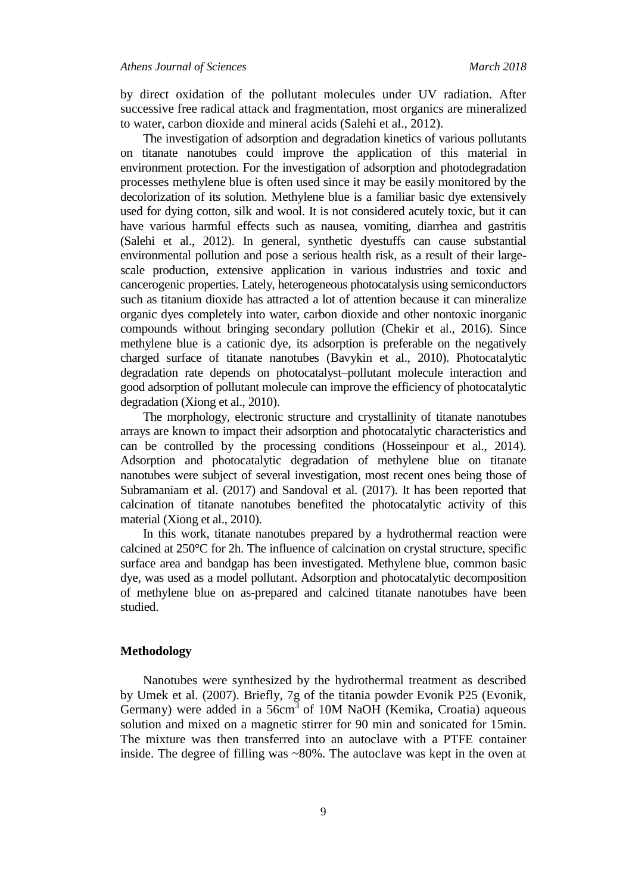by direct oxidation of the pollutant molecules under UV radiation. After successive free radical attack and fragmentation, most organics are mineralized to water, carbon dioxide and mineral acids (Salehi et al., 2012).

The investigation of adsorption and degradation kinetics of various pollutants on titanate nanotubes could improve the application of this material in environment protection. For the investigation of adsorption and photodegradation processes methylene blue is often used since it may be easily monitored by the decolorization of its solution. Methylene blue is a familiar basic dye extensively used for dying cotton, silk and wool. It is not considered acutely toxic, but it can have various harmful effects such as nausea, vomiting, diarrhea and gastritis (Salehi et al., 2012). In general, synthetic dyestuffs can cause substantial environmental pollution and pose a serious health risk, as a result of their large-scale production, extensive application in various industries and toxic and cancerogenic properties. Lately, heterogeneous photocatalysis using semiconductors such as titanium dioxide has attracted a lot of attention because it can mineralize organic dyes completely into water, carbon dioxide and other nontoxic inorganic compounds without bringing secondary pollution (Chekir et al., 2016). Since methylene blue is a cationic dye, its adsorption is preferable on the negatively charged surface of titanate nanotubes (Bavykin et al., 2010). Photocatalytic degradation rate depends on photocatalyst–pollutant molecule interaction and good adsorption of pollutant molecule can improve the efficiency of photocatalytic degradation (Xiong et al., 2010).

The morphology, electronic structure and crystallinity of titanate nanotubes arrays are known to impact their adsorption and photocatalytic characteristics and can be controlled by the processing conditions (Hosseinpour et al., 2014). Adsorption and photocatalytic degradation of methylene blue on titanate nanotubes were subject of several investigation, most recent ones being those of Subramaniam et al. (2017) and Sandoval et al. (2017). It has been reported that calcination of titanate nanotubes benefited the photocatalytic activity of this material (Xiong et al., 2010).

In this work, titanate nanotubes prepared by a hydrothermal reaction were calcined at 250°C for 2h. The influence of calcination on crystal structure, specific surface area and bandgap has been investigated. Methylene blue, common basic dye, was used as a model pollutant. Adsorption and photocatalytic decomposition of methylene blue on as-prepared and calcined titanate nanotubes have been studied.

## Methodology

Nanotubes were synthesized by the hydrothermal treatment as described by Umek et al. (2007). Briefly, 7g of the titania powder Evonik P25 (Evonik, Germany) were added in a 56cm$^3$ of 10M NaOH (Kemika, Croatia) aqueous solution and mixed on a magnetic stirrer for 90 min and sonicated for 15min. The mixture was then transferred into an autoclave with a PTFE container inside. The degree of filling was ~80%. The autoclave was kept in the oven at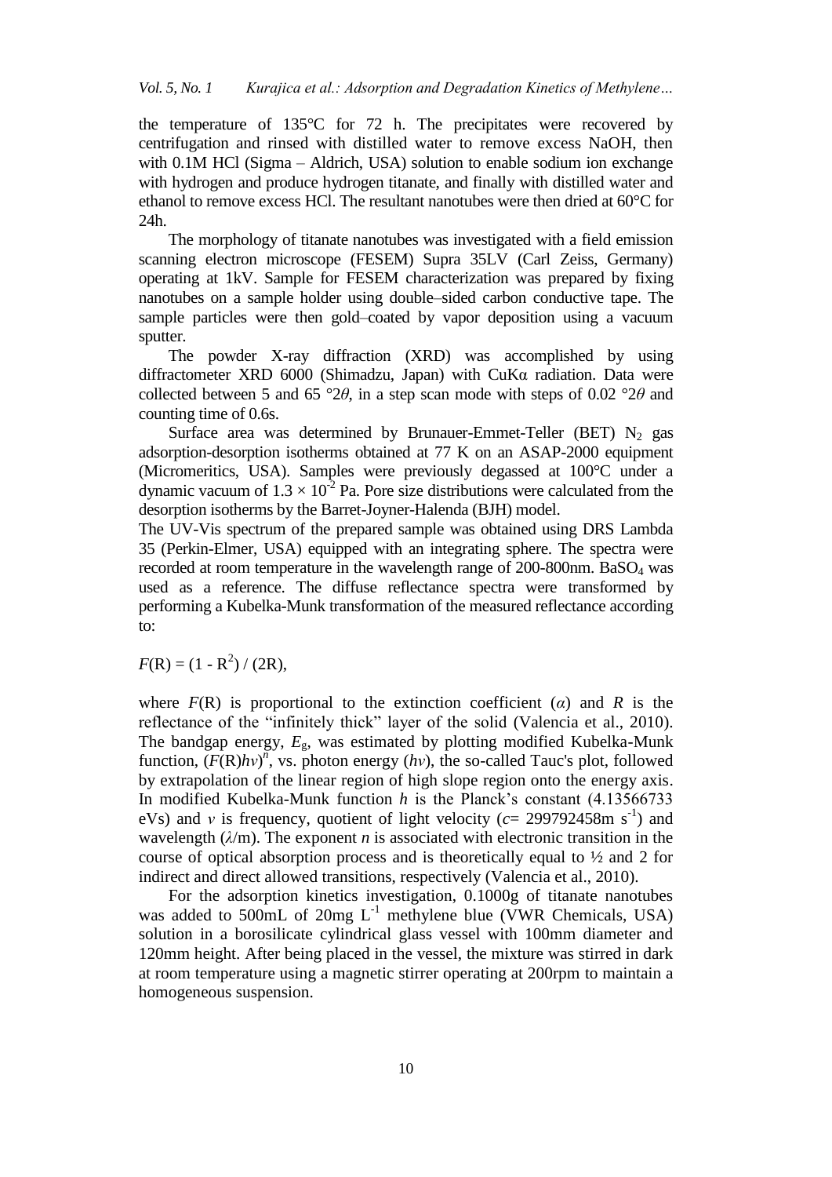the temperature of 135°C for 72 h. The precipitates were recovered by centrifugation and rinsed with distilled water to remove excess NaOH, then with 0.1M HCl (Sigma – Aldrich, USA) solution to enable sodium ion exchange with hydrogen and produce hydrogen titanate, and finally with distilled water and ethanol to remove excess HCl. The resultant nanotubes were then dried at 60°C for 24h.

The morphology of titanate nanotubes was investigated with a field emission scanning electron microscope (FESEM) Supra 35LV (Carl Zeiss, Germany) operating at 1kV. Sample for FESEM characterization was prepared by fixing nanotubes on a sample holder using double–sided carbon conductive tape. The sample particles were then gold–coated by vapor deposition using a vacuum sputter.

The powder X-ray diffraction (XRD) was accomplished by using diffractometer XRD 6000 (Shimadzu, Japan) with CuKα radiation. Data were collected between 5 and 65 °2$\theta$, in a step scan mode with steps of 0.02 °2$\theta$ and counting time of 0.6s.

Surface area was determined by Brunauer-Emmet-Teller (BET) $N_2$ gas adsorption-desorption isotherms obtained at 77 K on an ASAP-2000 equipment (Micromeritics, USA). Samples were previously degassed at 100°C under a dynamic vacuum of $1.3 \times 10^{-2}$ Pa. Pore size distributions were calculated from the desorption isotherms by the Barret-Joyner-Halenda (BJH) model.

The UV-Vis spectrum of the prepared sample was obtained using DRS Lambda 35 (Perkin-Elmer, USA) equipped with an integrating sphere. The spectra were recorded at room temperature in the wavelength range of 200-800nm. $BaSO_4$ was used as a reference. The diffuse reflectance spectra were transformed by performing a Kubelka-Munk transformation of the measured reflectance according to:

$$F(R) = (1 - R^2) / (2R),$$

where $F(R)$ is proportional to the extinction coefficient ($\alpha$) and $R$ is the reflectance of the "infinitely thick" layer of the solid (Valencia et al., 2010). The bandgap energy, $E_g$, was estimated by plotting modified Kubelka-Munk function, $(F(R)h\nu)^n$, vs. photon energy ($h\nu$), the so-called Tauc's plot, followed by extrapolation of the linear region of high slope region onto the energy axis. In modified Kubelka-Munk function $h$ is the Planck's constant (4.13566733 eVs) and $\nu$ is frequency, quotient of light velocity ($c$= 299792458m s$^{-1}$) and wavelength ($\lambda$/m). The exponent $n$ is associated with electronic transition in the course of optical absorption process and is theoretically equal to ½ and 2 for indirect and direct allowed transitions, respectively (Valencia et al., 2010).

For the adsorption kinetics investigation, 0.1000g of titanate nanotubes was added to 500mL of 20mg L$^{-1}$ methylene blue (VWR Chemicals, USA) solution in a borosilicate cylindrical glass vessel with 100mm diameter and 120mm height. After being placed in the vessel, the mixture was stirred in dark at room temperature using a magnetic stirrer operating at 200rpm to maintain a homogeneous suspension.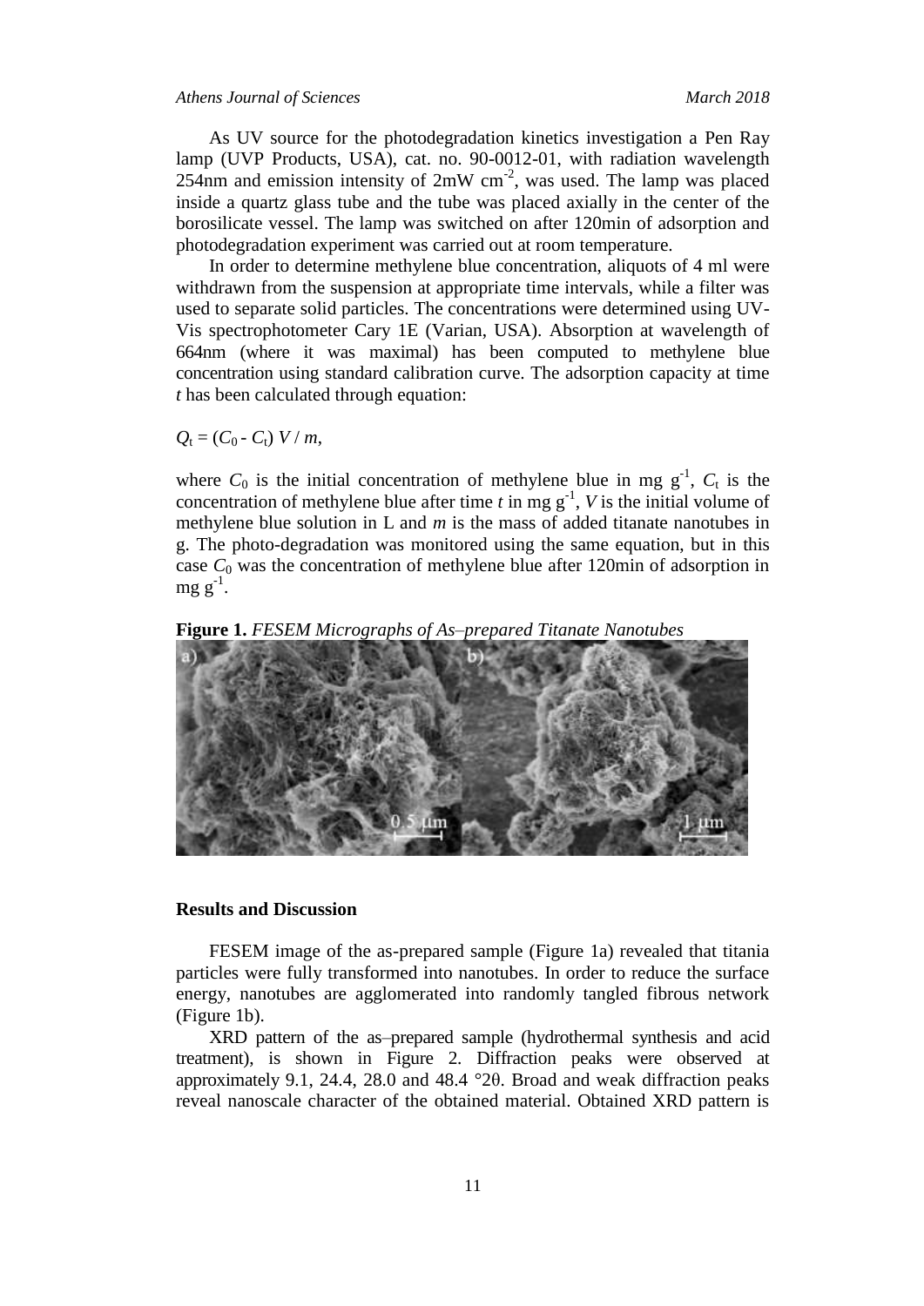As UV source for the photodegradation kinetics investigation a Pen Ray lamp (UVP Products, USA), cat. no. 90-0012-01, with radiation wavelength 254nm and emission intensity of 2mW $cm^{-2}$, was used. The lamp was placed inside a quartz glass tube and the tube was placed axially in the center of the borosilicate vessel. The lamp was switched on after 120min of adsorption and photodegradation experiment was carried out at room temperature.

In order to determine methylene blue concentration, aliquots of 4 ml were withdrawn from the suspension at appropriate time intervals, while a filter was used to separate solid particles. The concentrations were determined using UV-Vis spectrophotometer Cary 1E (Varian, USA). Absorption at wavelength of 664nm (where it was maximal) has been computed to methylene blue concentration using standard calibration curve. The adsorption capacity at time $t$ has been calculated through equation:

$$Q_t = (C_0 - C_t)\, V / m,$$

where $C_0$ is the initial concentration of methylene blue in mg $g^{-1}$, $C_t$ is the concentration of methylene blue after time $t$ in mg $g^{-1}$, $V$ is the initial volume of methylene blue solution in L and $m$ is the mass of added titanate nanotubes in g. The photo-degradation was monitored using the same equation, but in this case $C_0$ was the concentration of methylene blue after 120min of adsorption in mg $g^{-1}$.

**Figure 1.** *FESEM Micrographs of As–prepared Titanate Nanotubes*

## Results and Discussion

FESEM image of the as-prepared sample (Figure 1a) revealed that titania particles were fully transformed into nanotubes. In order to reduce the surface energy, nanotubes are agglomerated into randomly tangled fibrous network (Figure 1b).

XRD pattern of the as–prepared sample (hydrothermal synthesis and acid treatment), is shown in Figure 2. Diffraction peaks were observed at approximately 9.1, 24.4, 28.0 and 48.4 °2θ. Broad and weak diffraction peaks reveal nanoscale character of the obtained material. Obtained XRD pattern is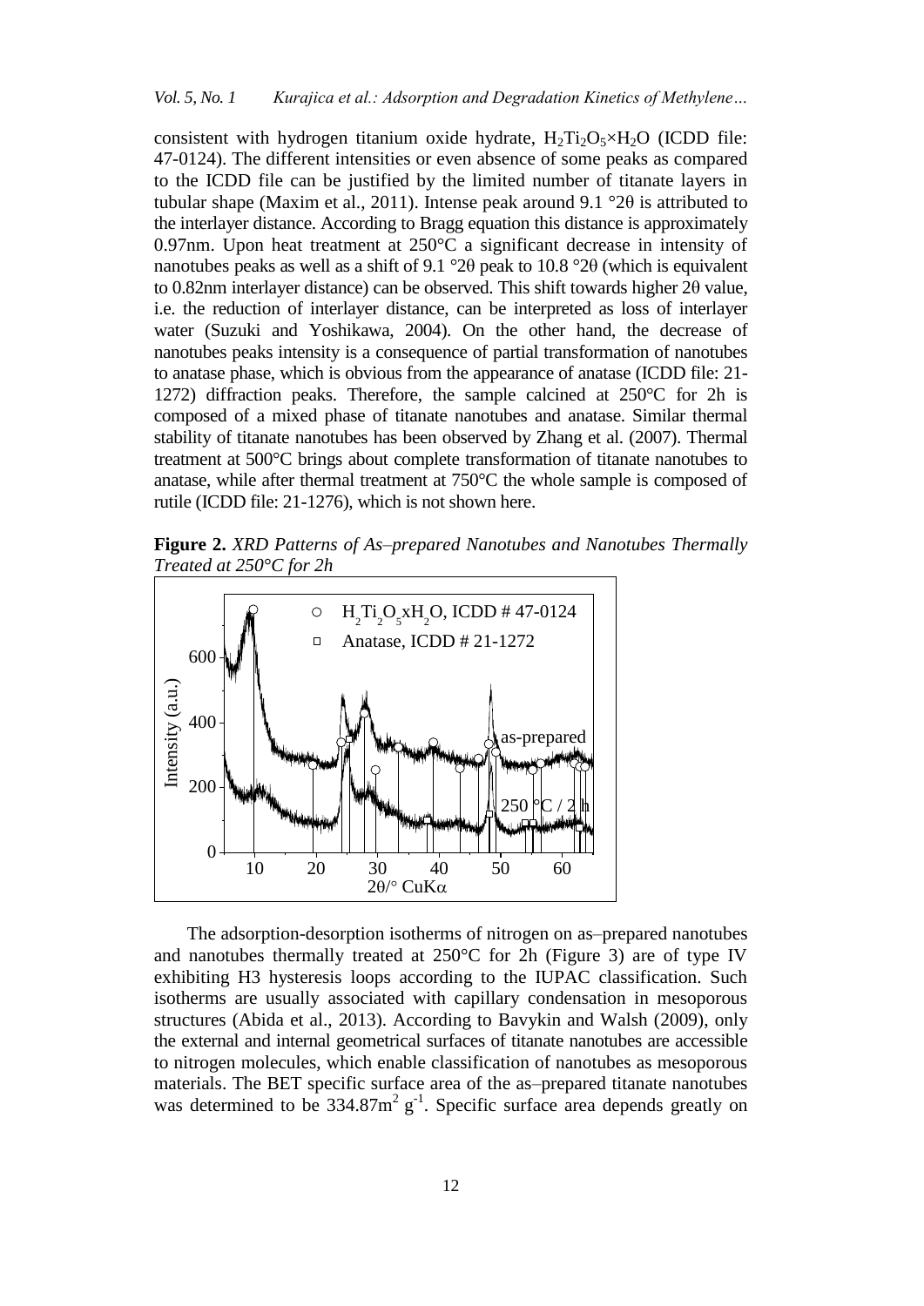consistent with hydrogen titanium oxide hydrate, $H_2Ti_2O_5 \times H_2O$ (ICDD file: 47-0124). The different intensities or even absence of some peaks as compared to the ICDD file can be justified by the limited number of titanate layers in tubular shape (Maxim et al., 2011). Intense peak around 9.1 °2θ is attributed to the interlayer distance. According to Bragg equation this distance is approximately 0.97nm. Upon heat treatment at 250°C a significant decrease in intensity of nanotubes peaks as well as a shift of 9.1 °2θ peak to 10.8 °2θ (which is equivalent to 0.82nm interlayer distance) can be observed. This shift towards higher 2θ value, i.e. the reduction of interlayer distance, can be interpreted as loss of interlayer water (Suzuki and Yoshikawa, 2004). On the other hand, the decrease of nanotubes peaks intensity is a consequence of partial transformation of nanotubes to anatase phase, which is obvious from the appearance of anatase (ICDD file: 21-1272) diffraction peaks. Therefore, the sample calcined at 250°C for 2h is composed of a mixed phase of titanate nanotubes and anatase. Similar thermal stability of titanate nanotubes has been observed by Zhang et al. (2007). Thermal treatment at 500°C brings about complete transformation of titanate nanotubes to anatase, while after thermal treatment at 750°C the whole sample is composed of rutile (ICDD file: 21-1276), which is not shown here.

**Figure 2.** *XRD Patterns of As–prepared Nanotubes and Nanotubes Thermally Treated at 250°C for 2h*

The adsorption-desorption isotherms of nitrogen on as–prepared nanotubes and nanotubes thermally treated at 250°C for 2h (Figure 3) are of type IV exhibiting H3 hysteresis loops according to the IUPAC classification. Such isotherms are usually associated with capillary condensation in mesoporous structures (Abida et al., 2013). According to Bavykin and Walsh (2009), only the external and internal geometrical surfaces of titanate nanotubes are accessible to nitrogen molecules, which enable classification of nanotubes as mesoporous materials. The BET specific surface area of the as–prepared titanate nanotubes was determined to be $334.87 m^2 g^{-1}$. Specific surface area depends greatly on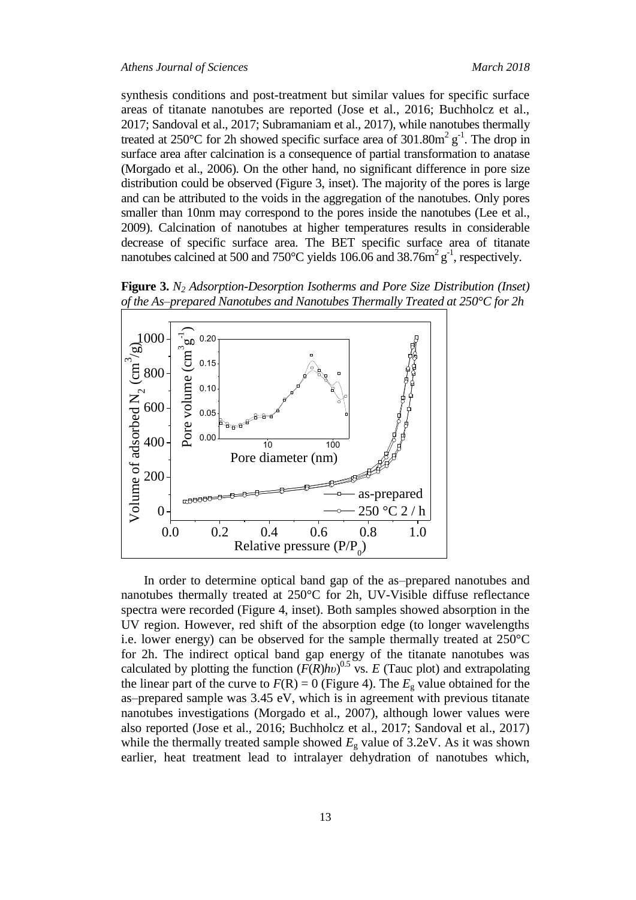synthesis conditions and post-treatment but similar values for specific surface areas of titanate nanotubes are reported (Jose et al., 2016; Buchholcz et al., 2017; Sandoval et al., 2017; Subramaniam et al., 2017), while nanotubes thermally treated at 250°C for 2h showed specific surface area of 301.80$m^2$ $g^{-1}$. The drop in surface area after calcination is a consequence of partial transformation to anatase (Morgado et al., 2006). On the other hand, no significant difference in pore size distribution could be observed (Figure 3, inset). The majority of the pores is large and can be attributed to the voids in the aggregation of the nanotubes. Only pores smaller than 10nm may correspond to the pores inside the nanotubes (Lee et al., 2009). Calcination of nanotubes at higher temperatures results in considerable decrease of specific surface area. The BET specific surface area of titanate nanotubes calcined at 500 and 750°C yields 106.06 and 38.76$m^2$ $g^{-1}$, respectively.

**Figure 3.** *$N_2$ Adsorption-Desorption Isotherms and Pore Size Distribution (Inset) of the As–prepared Nanotubes and Nanotubes Thermally Treated at 250°C for 2h*

In order to determine optical band gap of the as–prepared nanotubes and nanotubes thermally treated at 250°C for 2h, UV-Visible diffuse reflectance spectra were recorded (Figure 4, inset). Both samples showed absorption in the UV region. However, red shift of the absorption edge (to longer wavelengths i.e. lower energy) can be observed for the sample thermally treated at 250°C for 2h. The indirect optical band gap energy of the titanate nanotubes was calculated by plotting the function $(F(R)h\upsilon)^{0.5}$ vs. $E$ (Tauc plot) and extrapolating the linear part of the curve to $F(\mathrm{R}) = 0$ (Figure 4). The $E_g$ value obtained for the as–prepared sample was 3.45 eV, which is in agreement with previous titanate nanotubes investigations (Morgado et al., 2007), although lower values were also reported (Jose et al., 2016; Buchholcz et al., 2017; Sandoval et al., 2017) while the thermally treated sample showed $E_g$ value of 3.2eV. As it was shown earlier, heat treatment lead to intralayer dehydration of nanotubes which,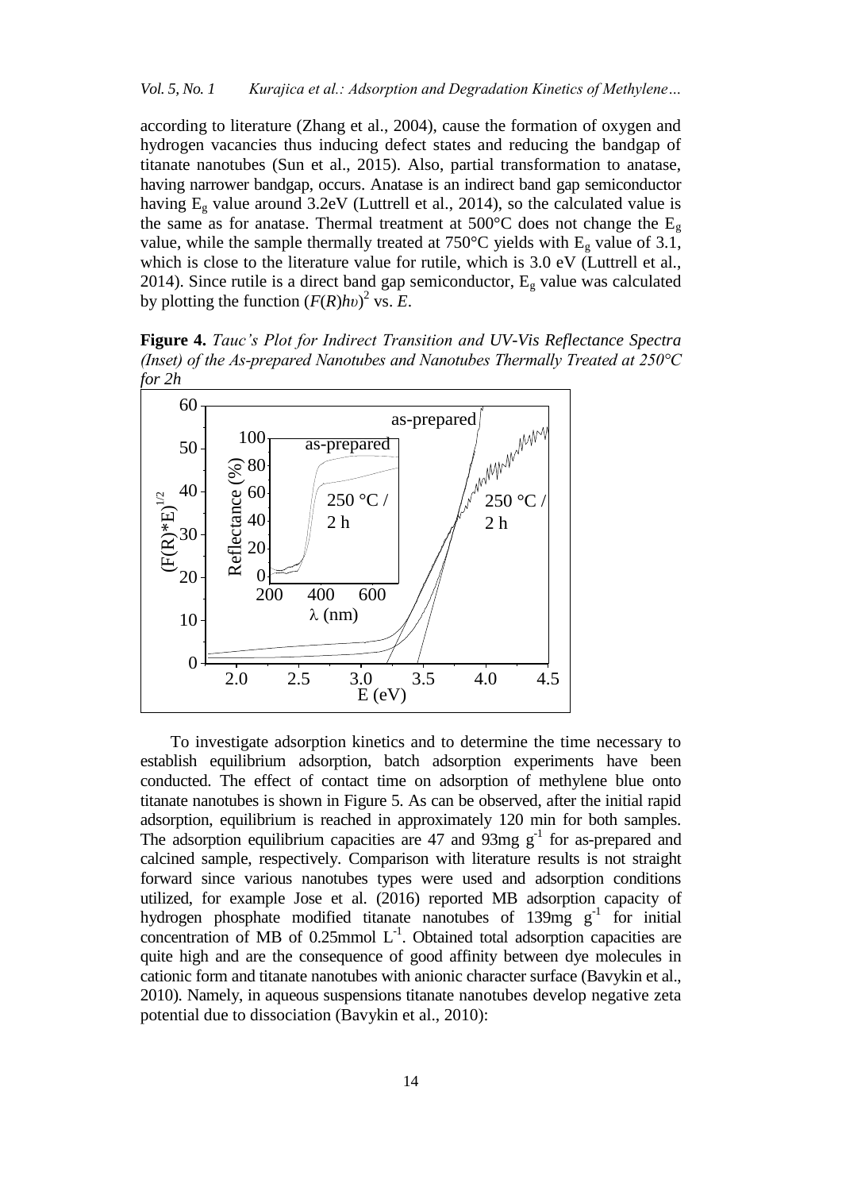according to literature (Zhang et al., 2004), cause the formation of oxygen and hydrogen vacancies thus inducing defect states and reducing the bandgap of titanate nanotubes (Sun et al., 2015). Also, partial transformation to anatase, having narrower bandgap, occurs. Anatase is an indirect band gap semiconductor having $E_g$ value around 3.2eV (Luttrell et al., 2014), so the calculated value is the same as for anatase. Thermal treatment at 500°C does not change the $E_g$ value, while the sample thermally treated at 750°C yields with $E_g$ value of 3.1, which is close to the literature value for rutile, which is 3.0 eV (Luttrell et al., 2014). Since rutile is a direct band gap semiconductor, $E_g$ value was calculated by plotting the function $(F(R)h\upsilon)^2$ vs. $E$.

**Figure 4.** *Tauc's Plot for Indirect Transition and UV-Vis Reflectance Spectra (Inset) of the As-prepared Nanotubes and Nanotubes Thermally Treated at 250°C for 2h*

To investigate adsorption kinetics and to determine the time necessary to establish equilibrium adsorption, batch adsorption experiments have been conducted. The effect of contact time on adsorption of methylene blue onto titanate nanotubes is shown in Figure 5. As can be observed, after the initial rapid adsorption, equilibrium is reached in approximately 120 min for both samples. The adsorption equilibrium capacities are 47 and 93mg $g^{-1}$ for as-prepared and calcined sample, respectively. Comparison with literature results is not straight forward since various nanotubes types were used and adsorption conditions utilized, for example Jose et al. (2016) reported MB adsorption capacity of hydrogen phosphate modified titanate nanotubes of 139mg $g^{-1}$ for initial concentration of MB of 0.25mmol $L^{-1}$. Obtained total adsorption capacities are quite high and are the consequence of good affinity between dye molecules in cationic form and titanate nanotubes with anionic character surface (Bavykin et al., 2010). Namely, in aqueous suspensions titanate nanotubes develop negative zeta potential due to dissociation (Bavykin et al., 2010):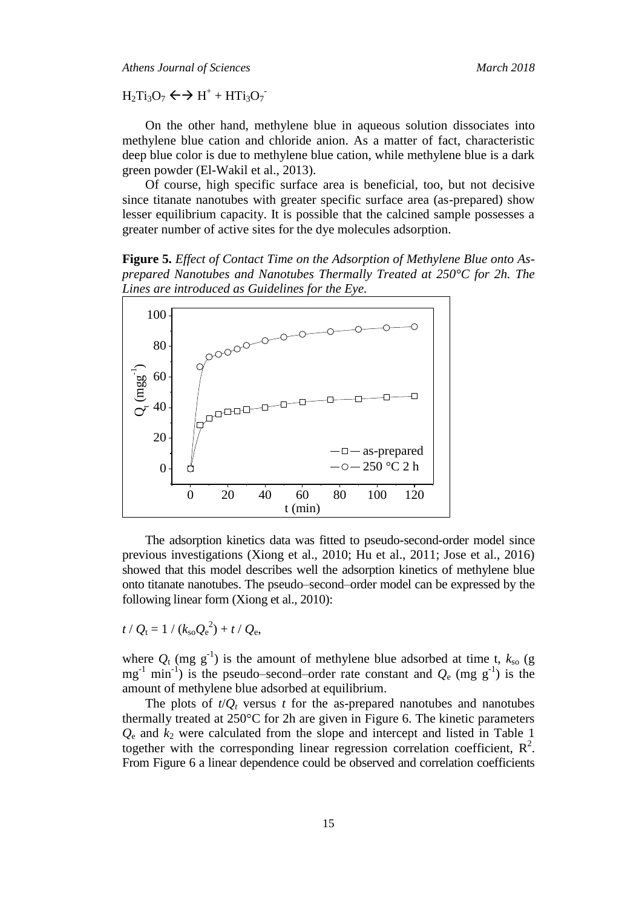$H_2Ti_3O_7 \leftrightarrow H^+ + HTi_3O_7^-$

On the other hand, methylene blue in aqueous solution dissociates into methylene blue cation and chloride anion. As a matter of fact, characteristic deep blue color is due to methylene blue cation, while methylene blue is a dark green powder (El-Wakil et al., 2013).

Of course, high specific surface area is beneficial, too, but not decisive since titanate nanotubes with greater specific surface area (as-prepared) show lesser equilibrium capacity. It is possible that the calcined sample possesses a greater number of active sites for the dye molecules adsorption.

**Figure 5.** *Effect of Contact Time on the Adsorption of Methylene Blue onto As-prepared Nanotubes and Nanotubes Thermally Treated at 250°C for 2h. The Lines are introduced as Guidelines for the Eye.*

The adsorption kinetics data was fitted to pseudo-second-order model since previous investigations (Xiong et al., 2010; Hu et al., 2011; Jose et al., 2016) showed that this model describes well the adsorption kinetics of methylene blue onto titanate nanotubes. The pseudo–second–order model can be expressed by the following linear form (Xiong et al., 2010):

$$t / Q_t = 1 / (k_{so} Q_e^2) + t / Q_e,$$

where $Q_t$ (mg $g^{-1}$) is the amount of methylene blue adsorbed at time t, $k_{so}$ (g $mg^{-1}$ $min^{-1}$) is the pseudo–second–order rate constant and $Q_e$ (mg $g^{-1}$) is the amount of methylene blue adsorbed at equilibrium.

The plots of $t/Q_t$ versus $t$ for the as-prepared nanotubes and nanotubes thermally treated at 250°C for 2h are given in Figure 6. The kinetic parameters $Q_e$ and $k_2$ were calculated from the slope and intercept and listed in Table 1 together with the corresponding linear regression correlation coefficient, $R^2$. From Figure 6 a linear dependence could be observed and correlation coefficients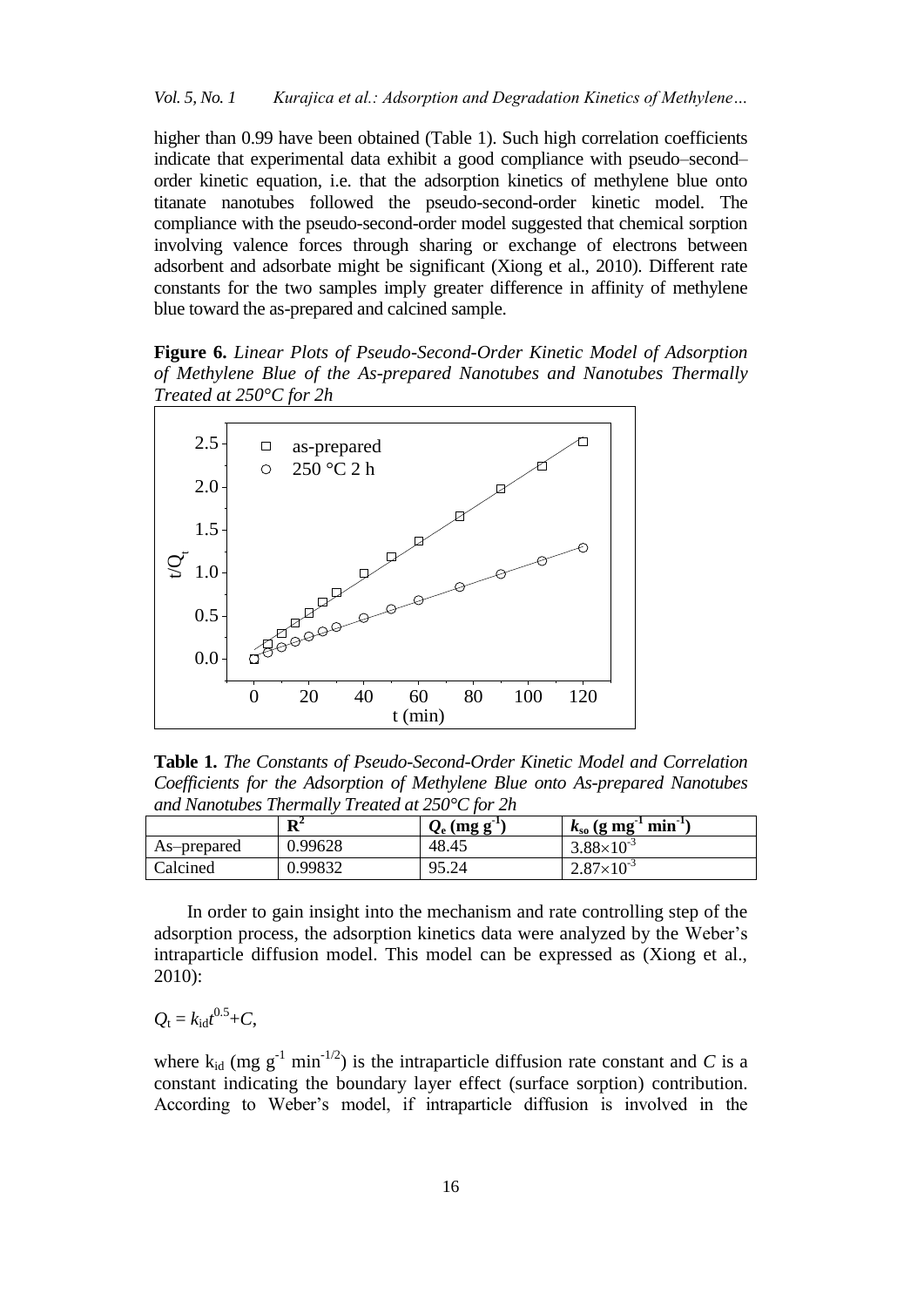higher than 0.99 have been obtained (Table 1). Such high correlation coefficients indicate that experimental data exhibit a good compliance with pseudo–second–order kinetic equation, i.e. that the adsorption kinetics of methylene blue onto titanate nanotubes followed the pseudo-second-order kinetic model. The compliance with the pseudo-second-order model suggested that chemical sorption involving valence forces through sharing or exchange of electrons between adsorbent and adsorbate might be significant (Xiong et al., 2010). Different rate constants for the two samples imply greater difference in affinity of methylene blue toward the as-prepared and calcined sample.

**Figure 6.** *Linear Plots of Pseudo-Second-Order Kinetic Model of Adsorption of Methylene Blue of the As-prepared Nanotubes and Nanotubes Thermally Treated at 250°C for 2h*

**Table 1.** *The Constants of Pseudo-Second-Order Kinetic Model and Correlation Coefficients for the Adsorption of Methylene Blue onto As-prepared Nanotubes and Nanotubes Thermally Treated at 250°C for 2h*

| | $R^2$ | $Q_e$ (mg g$^{-1}$) | $k_{so}$ (g mg$^{-1}$ min$^{-1}$) |
|---|---|---|---|
| As–prepared | 0.99628 | 48.45 | $3.88\times10^{-3}$ |
| Calcined | 0.99832 | 95.24 | $2.87\times10^{-3}$ |

In order to gain insight into the mechanism and rate controlling step of the adsorption process, the adsorption kinetics data were analyzed by the Weber's intraparticle diffusion model. This model can be expressed as (Xiong et al., 2010):

$$Q_t = k_{id}t^{0.5}+C,$$

where $k_{id}$ (mg g$^{-1}$ min$^{-1/2}$) is the intraparticle diffusion rate constant and $C$ is a constant indicating the boundary layer effect (surface sorption) contribution. According to Weber's model, if intraparticle diffusion is involved in the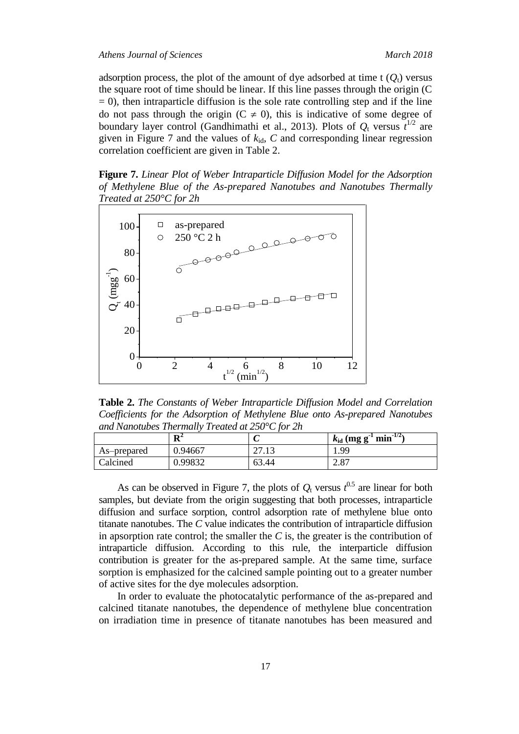adsorption process, the plot of the amount of dye adsorbed at time t ($Q_t$) versus the square root of time should be linear. If this line passes through the origin (C = 0), then intraparticle diffusion is the sole rate controlling step and if the line do not pass through the origin ($C \neq 0$), this is indicative of some degree of boundary layer control (Gandhimathi et al., 2013). Plots of $Q_t$ versus $t^{1/2}$ are given in Figure 7 and the values of $k_{id}$, $C$ and corresponding linear regression correlation coefficient are given in Table 2.

**Figure 7.** *Linear Plot of Weber Intraparticle Diffusion Model for the Adsorption of Methylene Blue of the As-prepared Nanotubes and Nanotubes Thermally Treated at 250°C for 2h*

**Table 2.** *The Constants of Weber Intraparticle Diffusion Model and Correlation Coefficients for the Adsorption of Methylene Blue onto As-prepared Nanotubes and Nanotubes Thermally Treated at 250°C for 2h*

| | $R^2$ | $C$ | $k_{id}$ (mg $g^{-1}$ $min^{-1/2}$) |
|---|---|---|---|
| As–prepared | 0.94667 | 27.13 | 1.99 |
| Calcined | 0.99832 | 63.44 | 2.87 |

As can be observed in Figure 7, the plots of $Q_t$ versus $t^{0.5}$ are linear for both samples, but deviate from the origin suggesting that both processes, intraparticle diffusion and surface sorption, control adsorption rate of methylene blue onto titanate nanotubes. The $C$ value indicates the contribution of intraparticle diffusion in apsorption rate control; the smaller the $C$ is, the greater is the contribution of intraparticle diffusion. According to this rule, the interparticle diffusion contribution is greater for the as-prepared sample. At the same time, surface sorption is emphasized for the calcined sample pointing out to a greater number of active sites for the dye molecules adsorption.

In order to evaluate the photocatalytic performance of the as-prepared and calcined titanate nanotubes, the dependence of methylene blue concentration on irradiation time in presence of titanate nanotubes has been measured and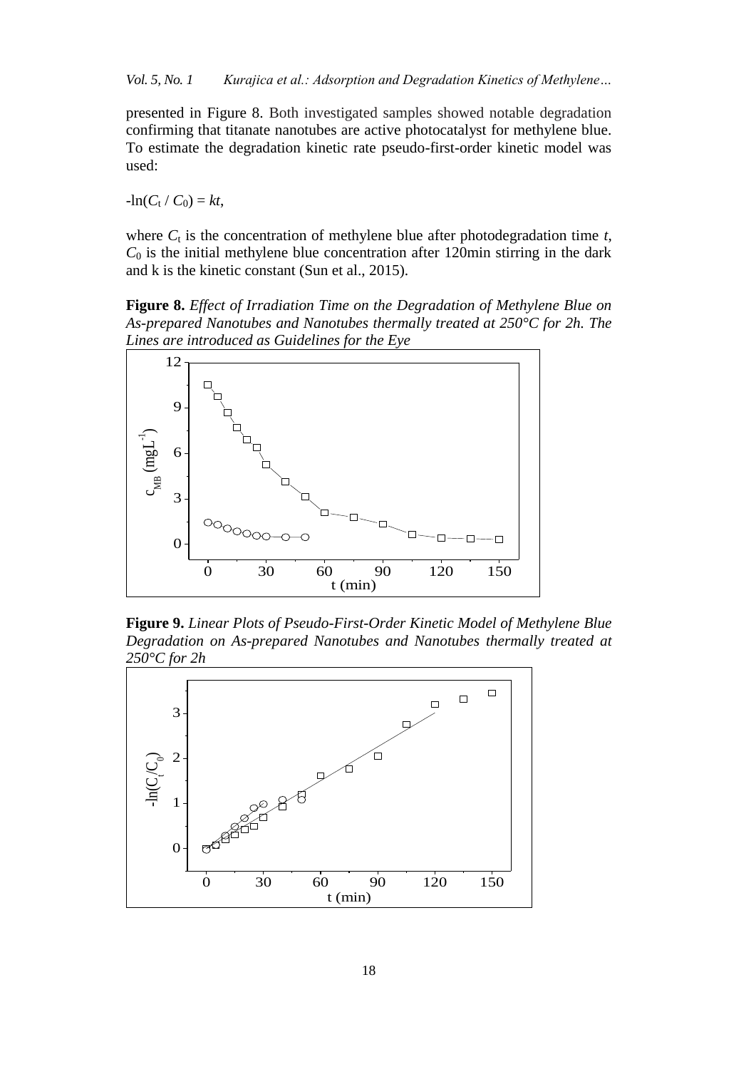presented in Figure 8. Both investigated samples showed notable degradation confirming that titanate nanotubes are active photocatalyst for methylene blue. To estimate the degradation kinetic rate pseudo-first-order kinetic model was used:

$$-\ln(C_t / C_0) = kt,$$

where $C_t$ is the concentration of methylene blue after photodegradation time $t$, $C_0$ is the initial methylene blue concentration after 120min stirring in the dark and k is the kinetic constant (Sun et al., 2015).

**Figure 8.** *Effect of Irradiation Time on the Degradation of Methylene Blue on As-prepared Nanotubes and Nanotubes thermally treated at 250°C for 2h. The Lines are introduced as Guidelines for the Eye*

**Figure 9.** *Linear Plots of Pseudo-First-Order Kinetic Model of Methylene Blue Degradation on As-prepared Nanotubes and Nanotubes thermally treated at 250°C for 2h*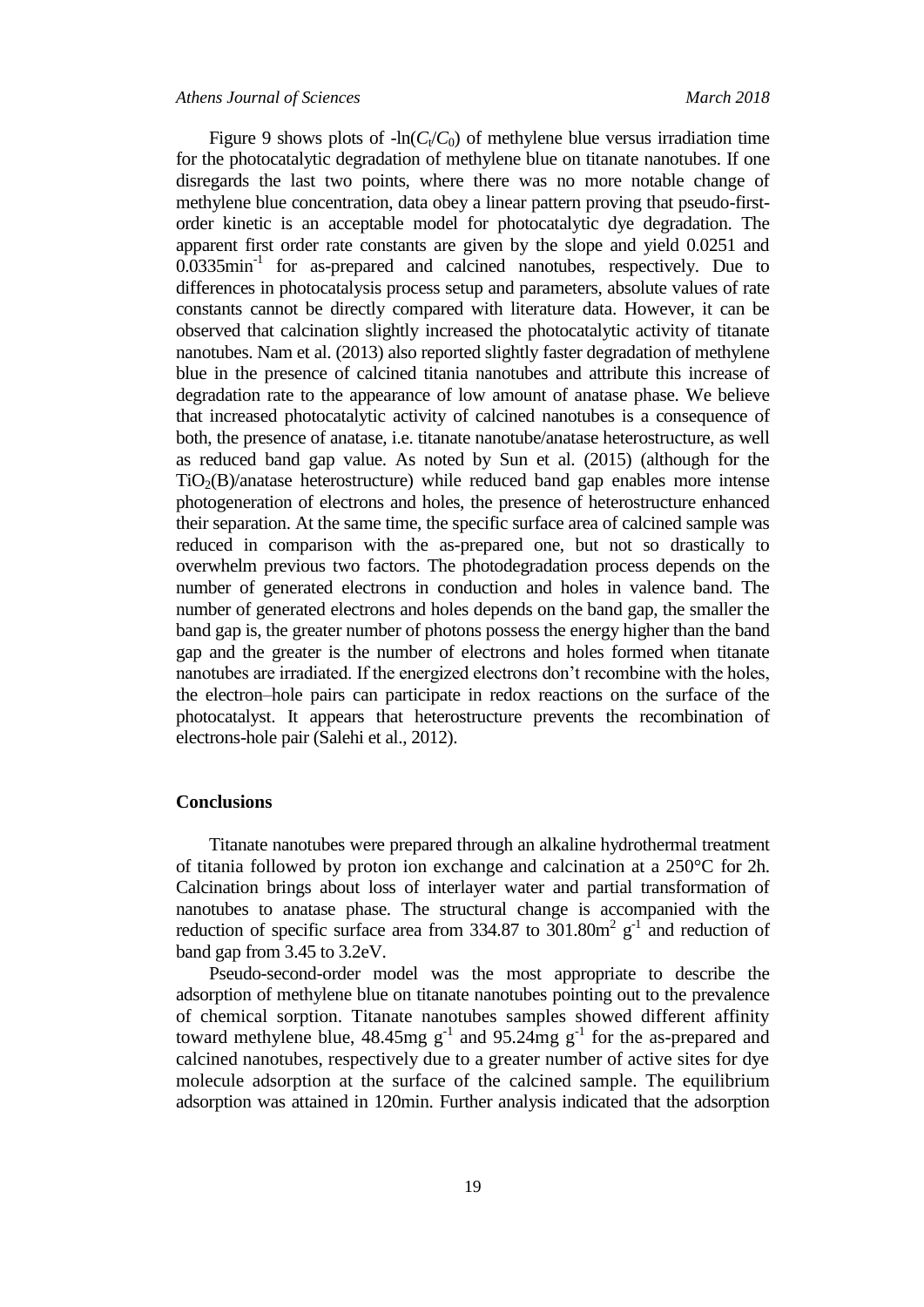Figure 9 shows plots of $-\ln(C_t/C_0)$ of methylene blue versus irradiation time for the photocatalytic degradation of methylene blue on titanate nanotubes. If one disregards the last two points, where there was no more notable change of methylene blue concentration, data obey a linear pattern proving that pseudo-first-order kinetic is an acceptable model for photocatalytic dye degradation. The apparent first order rate constants are given by the slope and yield 0.0251 and 0.0335min$^{-1}$ for as-prepared and calcined nanotubes, respectively. Due to differences in photocatalysis process setup and parameters, absolute values of rate constants cannot be directly compared with literature data. However, it can be observed that calcination slightly increased the photocatalytic activity of titanate nanotubes. Nam et al. (2013) also reported slightly faster degradation of methylene blue in the presence of calcined titania nanotubes and attribute this increase of degradation rate to the appearance of low amount of anatase phase. We believe that increased photocatalytic activity of calcined nanotubes is a consequence of both, the presence of anatase, i.e. titanate nanotube/anatase heterostructure, as well as reduced band gap value. As noted by Sun et al. (2015) (although for the $TiO_2$(B)/anatase heterostructure) while reduced band gap enables more intense photogeneration of electrons and holes, the presence of heterostructure enhanced their separation. At the same time, the specific surface area of calcined sample was reduced in comparison with the as-prepared one, but not so drastically to overwhelm previous two factors. The photodegradation process depends on the number of generated electrons in conduction and holes in valence band. The number of generated electrons and holes depends on the band gap, the smaller the band gap is, the greater number of photons possess the energy higher than the band gap and the greater is the number of electrons and holes formed when titanate nanotubes are irradiated. If the energized electrons don't recombine with the holes, the electron–hole pairs can participate in redox reactions on the surface of the photocatalyst. It appears that heterostructure prevents the recombination of electrons-hole pair (Salehi et al., 2012).

## Conclusions

Titanate nanotubes were prepared through an alkaline hydrothermal treatment of titania followed by proton ion exchange and calcination at a 250°C for 2h. Calcination brings about loss of interlayer water and partial transformation of nanotubes to anatase phase. The structural change is accompanied with the reduction of specific surface area from 334.87 to 301.80m$^2$ g$^{-1}$ and reduction of band gap from 3.45 to 3.2eV.

Pseudo-second-order model was the most appropriate to describe the adsorption of methylene blue on titanate nanotubes pointing out to the prevalence of chemical sorption. Titanate nanotubes samples showed different affinity toward methylene blue, 48.45mg g$^{-1}$ and 95.24mg g$^{-1}$ for the as-prepared and calcined nanotubes, respectively due to a greater number of active sites for dye molecule adsorption at the surface of the calcined sample. The equilibrium adsorption was attained in 120min. Further analysis indicated that the adsorption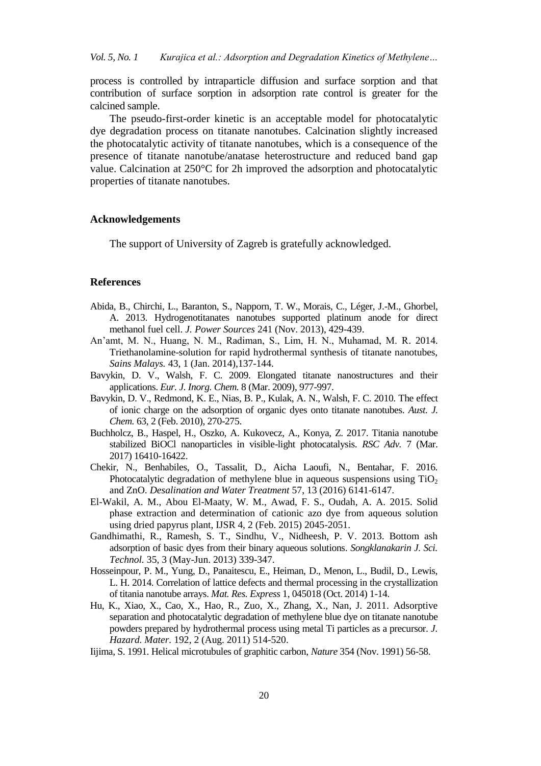process is controlled by intraparticle diffusion and surface sorption and that contribution of surface sorption in adsorption rate control is greater for the calcined sample.

The pseudo-first-order kinetic is an acceptable model for photocatalytic dye degradation process on titanate nanotubes. Calcination slightly increased the photocatalytic activity of titanate nanotubes, which is a consequence of the presence of titanate nanotube/anatase heterostructure and reduced band gap value. Calcination at 250°C for 2h improved the adsorption and photocatalytic properties of titanate nanotubes.

## Acknowledgements

The support of University of Zagreb is gratefully acknowledged.

## References

Abida, B., Chirchi, L., Baranton, S., Napporn, T. W., Morais, C., Léger, J.-M., Ghorbel, A. 2013. Hydrogenotitanates nanotubes supported platinum anode for direct methanol fuel cell. *J. Power Sources* 241 (Nov. 2013), 429-439.

An'amt, M. N., Huang, N. M., Radiman, S., Lim, H. N., Muhamad, M. R. 2014. Triethanolamine-solution for rapid hydrothermal synthesis of titanate nanotubes, *Sains Malays.* 43, 1 (Jan. 2014),137-144.

Bavykin, D. V., Walsh, F. C. 2009. Elongated titanate nanostructures and their applications. *Eur. J. Inorg. Chem.* 8 (Mar. 2009), 977-997.

Bavykin, D. V., Redmond, K. E., Nias, B. P., Kulak, A. N., Walsh, F. C. 2010. The effect of ionic charge on the adsorption of organic dyes onto titanate nanotubes. *Aust. J. Chem.* 63, 2 (Feb. 2010), 270-275.

Buchholcz, B., Haspel, H., Oszko, A. Kukovecz, A., Konya, Z. 2017. Titania nanotube stabilized BiOCl nanoparticles in visible-light photocatalysis. *RSC Adv.* 7 (Mar. 2017) 16410-16422.

Chekir, N., Benhabiles, O., Tassalit, D., Aicha Laoufi, N., Bentahar, F. 2016. Photocatalytic degradation of methylene blue in aqueous suspensions using $TiO_2$ and ZnO. *Desalination and Water Treatment* 57, 13 (2016) 6141-6147.

El-Wakil, A. M., Abou El-Maaty, W. M., Awad, F. S., Oudah, A. A. 2015. Solid phase extraction and determination of cationic azo dye from aqueous solution using dried papyrus plant, IJSR 4, 2 (Feb. 2015) 2045-2051.

Gandhimathi, R., Ramesh, S. T., Sindhu, V., Nidheesh, P. V. 2013. Bottom ash adsorption of basic dyes from their binary aqueous solutions. *Songklanakarin J. Sci. Technol.* 35, 3 (May-Jun. 2013) 339-347.

Hosseinpour, P. M., Yung, D., Panaitescu, E., Heiman, D., Menon, L., Budil, D., Lewis, L. H. 2014. Correlation of lattice defects and thermal processing in the crystallization of titania nanotube arrays. *Mat. Res. Express* 1, 045018 (Oct. 2014) 1-14.

Hu, K., Xiao, X., Cao, X., Hao, R., Zuo, X., Zhang, X., Nan, J. 2011. Adsorptive separation and photocatalytic degradation of methylene blue dye on titanate nanotube powders prepared by hydrothermal process using metal Ti particles as a precursor. *J. Hazard. Mater*. 192, 2 (Aug. 2011) 514-520.

Iijima, S. 1991. Helical microtubules of graphitic carbon, *Nature* 354 (Nov. 1991) 56-58.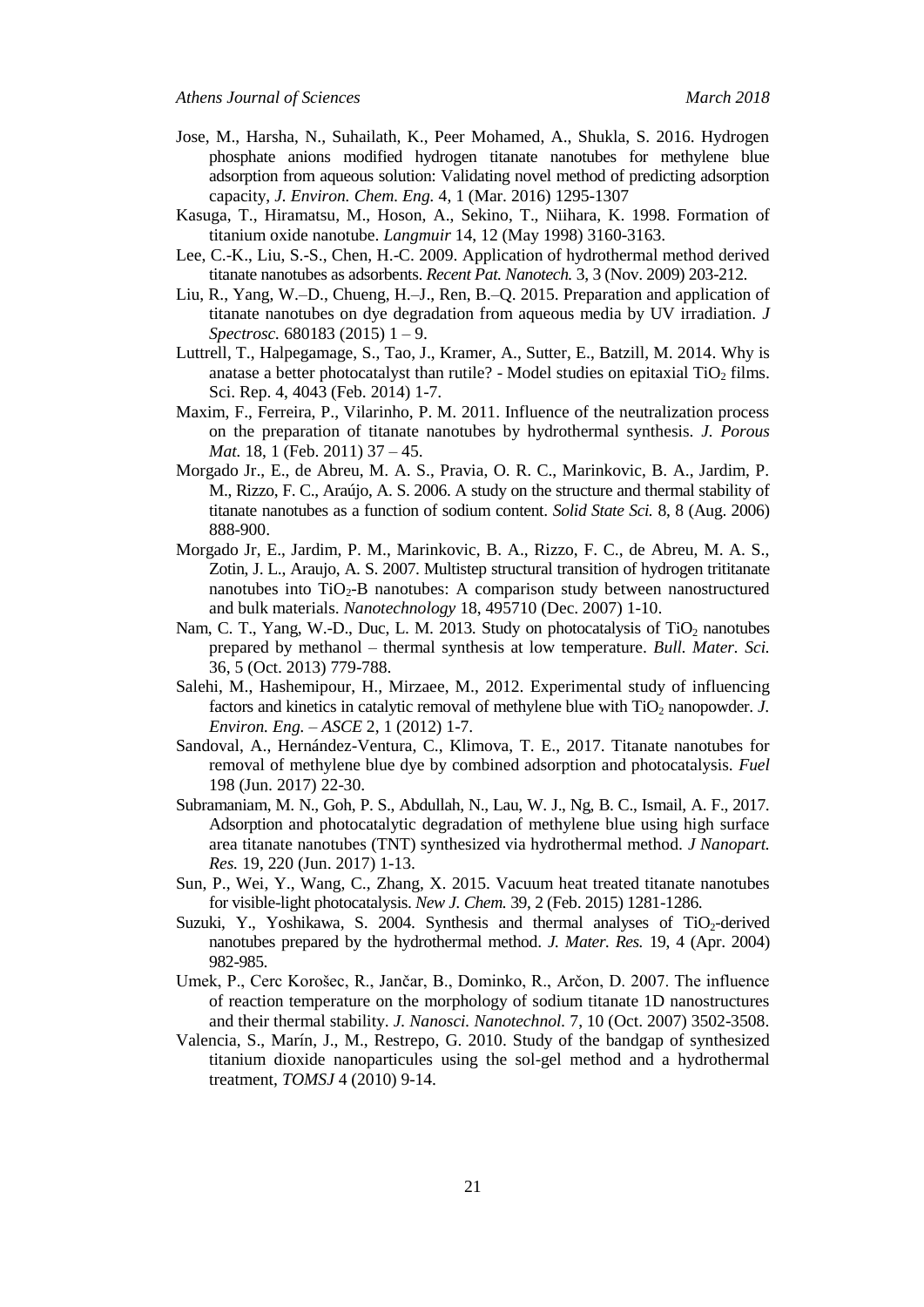Jose, M., Harsha, N., Suhailath, K., Peer Mohamed, A., Shukla, S. 2016. Hydrogen phosphate anions modified hydrogen titanate nanotubes for methylene blue adsorption from aqueous solution: Validating novel method of predicting adsorption capacity, *J. Environ. Chem. Eng.* 4, 1 (Mar. 2016) 1295-1307

Kasuga, T., Hiramatsu, M., Hoson, A., Sekino, T., Niihara, K. 1998. Formation of titanium oxide nanotube. *Langmuir* 14, 12 (May 1998) 3160-3163.

Lee, C.-K., Liu, S.-S., Chen, H.-C. 2009. Application of hydrothermal method derived titanate nanotubes as adsorbents. *Recent Pat. Nanotech.* 3, 3 (Nov. 2009) 203-212.

Liu, R., Yang, W.–D., Chueng, H.–J., Ren, B.–Q. 2015. Preparation and application of titanate nanotubes on dye degradation from aqueous media by UV irradiation. *J Spectrosc.* 680183 (2015) 1 – 9.

Luttrell, T., Halpegamage, S., Tao, J., Kramer, A., Sutter, E., Batzill, M. 2014. Why is anatase a better photocatalyst than rutile? - Model studies on epitaxial $TiO_2$ films. Sci. Rep. 4, 4043 (Feb. 2014) 1-7.

Maxim, F., Ferreira, P., Vilarinho, P. M. 2011. Influence of the neutralization process on the preparation of titanate nanotubes by hydrothermal synthesis. *J. Porous Mat.* 18, 1 (Feb. 2011) 37 – 45.

Morgado Jr., E., de Abreu, M. A. S., Pravia, O. R. C., Marinkovic, B. A., Jardim, P. M., Rizzo, F. C., Araújo, A. S. 2006. A study on the structure and thermal stability of titanate nanotubes as a function of sodium content. *Solid State Sci.* 8, 8 (Aug. 2006) 888-900.

Morgado Jr, E., Jardim, P. M., Marinkovic, B. A., Rizzo, F. C., de Abreu, M. A. S., Zotin, J. L., Araujo, A. S. 2007. Multistep structural transition of hydrogen trititanate nanotubes into $TiO_2$-B nanotubes: A comparison study between nanostructured and bulk materials. *Nanotechnology* 18, 495710 (Dec. 2007) 1-10.

Nam, C. T., Yang, W.-D., Duc, L. M. 2013. Study on photocatalysis of $TiO_2$ nanotubes prepared by methanol – thermal synthesis at low temperature. *Bull. Mater. Sci.* 36, 5 (Oct. 2013) 779-788.

Salehi, M., Hashemipour, H., Mirzaee, M., 2012. Experimental study of influencing factors and kinetics in catalytic removal of methylene blue with $TiO_2$ nanopowder. *J. Environ. Eng. – ASCE* 2, 1 (2012) 1-7.

Sandoval, A., Hernández-Ventura, C., Klimova, T. E., 2017. Titanate nanotubes for removal of methylene blue dye by combined adsorption and photocatalysis. *Fuel* 198 (Jun. 2017) 22-30.

Subramaniam, M. N., Goh, P. S., Abdullah, N., Lau, W. J., Ng, B. C., Ismail, A. F., 2017. Adsorption and photocatalytic degradation of methylene blue using high surface area titanate nanotubes (TNT) synthesized via hydrothermal method. *J Nanopart. Res.* 19, 220 (Jun. 2017) 1-13.

Sun, P., Wei, Y., Wang, C., Zhang, X. 2015. Vacuum heat treated titanate nanotubes for visible-light photocatalysis. *New J. Chem.* 39, 2 (Feb. 2015) 1281-1286.

Suzuki, Y., Yoshikawa, S. 2004. Synthesis and thermal analyses of $TiO_2$-derived nanotubes prepared by the hydrothermal method. *J. Mater. Res.* 19, 4 (Apr. 2004) 982-985.

Umek, P., Cerc Korošec, R., Jančar, B., Dominko, R., Arčon, D. 2007. The influence of reaction temperature on the morphology of sodium titanate 1D nanostructures and their thermal stability. *J. Nanosci. Nanotechnol.* 7, 10 (Oct. 2007) 3502-3508.

Valencia, S., Marín, J., M., Restrepo, G. 2010. Study of the bandgap of synthesized titanium dioxide nanoparticules using the sol-gel method and a hydrothermal treatment, *TOMSJ* 4 (2010) 9-14.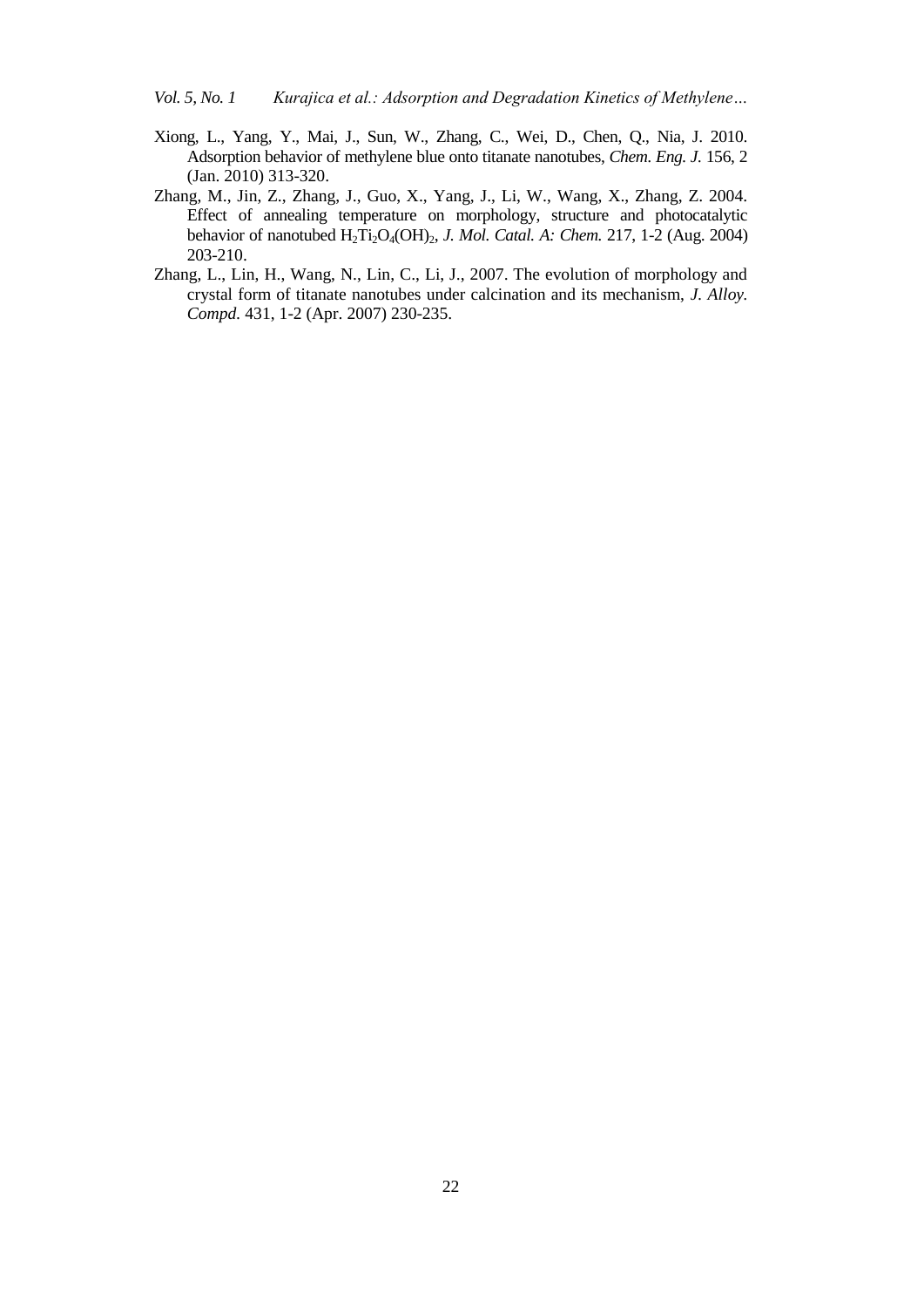Xiong, L., Yang, Y., Mai, J., Sun, W., Zhang, C., Wei, D., Chen, Q., Nia, J. 2010. Adsorption behavior of methylene blue onto titanate nanotubes, *Chem. Eng. J.* 156, 2 (Jan. 2010) 313-320.

Zhang, M., Jin, Z., Zhang, J., Guo, X., Yang, J., Li, W., Wang, X., Zhang, Z. 2004. Effect of annealing temperature on morphology, structure and photocatalytic behavior of nanotubed $H_2Ti_2O_4(OH)_2$, *J. Mol. Catal. A: Chem.* 217, 1-2 (Aug. 2004) 203-210.

Zhang, L., Lin, H., Wang, N., Lin, C., Li, J., 2007. The evolution of morphology and crystal form of titanate nanotubes under calcination and its mechanism, *J. Alloy. Compd.* 431, 1-2 (Apr. 2007) 230-235.